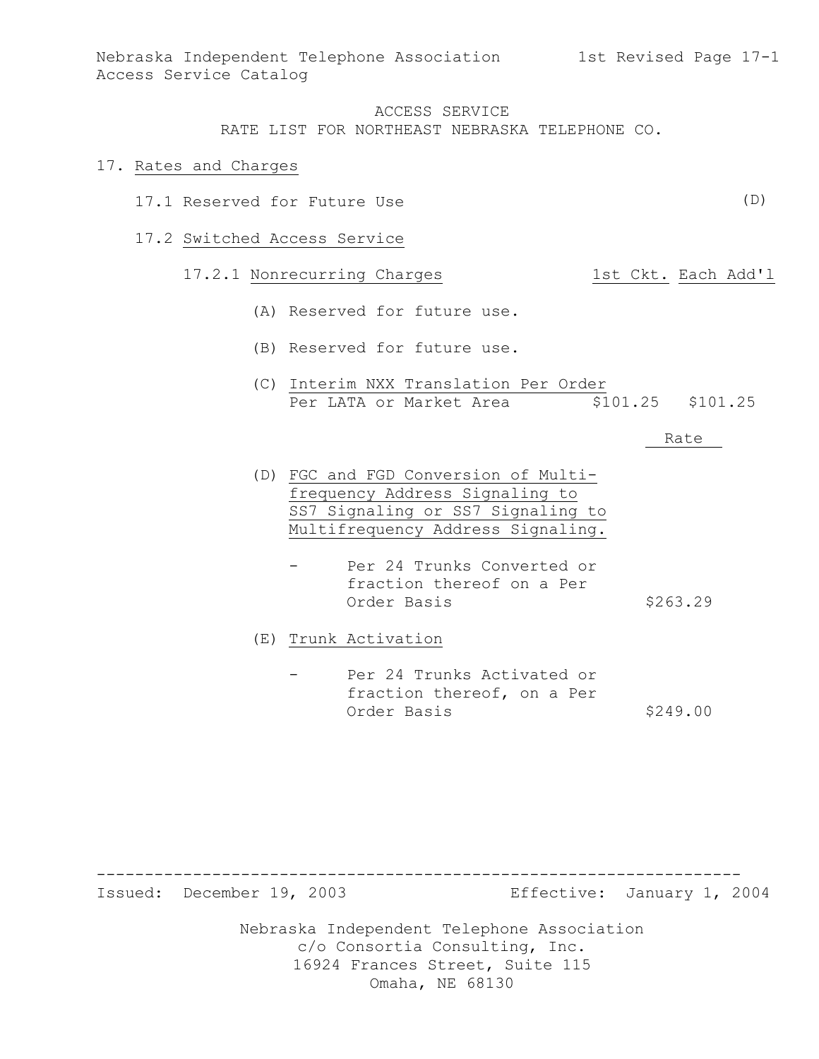ACCESS SERVICE
RATE LIST FOR NORTHEAST NEBRASKA TELEPHONE CO.

# 17. Rates and Charges

## 17.1 Reserved for Future Use (D)

## 17.2 Switched Access Service

### 17.2.1 Nonrecurring Charges

| | 1st Ckt. | Each Add'l |
|---|---|---|
| (A) Reserved for future use. | | |
| (B) Reserved for future use. | | |
| (C) Interim NXX Translation Per Order Per LATA or Market Area | $101.25 | $101.25 |

| | Rate |
|---|---|
| (D) FGC and FGD Conversion of Multi-frequency Address Signaling to SS7 Signaling or SS7 Signaling to Multifrequency Address Signaling. | |
| - Per 24 Trunks Converted or fraction thereof on a Per Order Basis | $263.29 |
| (E) Trunk Activation | |
| - Per 24 Trunks Activated or fraction thereof, on a Per Order Basis | $249.00 |

Issued: December 19, 2003 Effective: January 1, 2004

Nebraska Independent Telephone Association
c/o Consortia Consulting, Inc.
16924 Frances Street, Suite 115
Omaha, NE 68130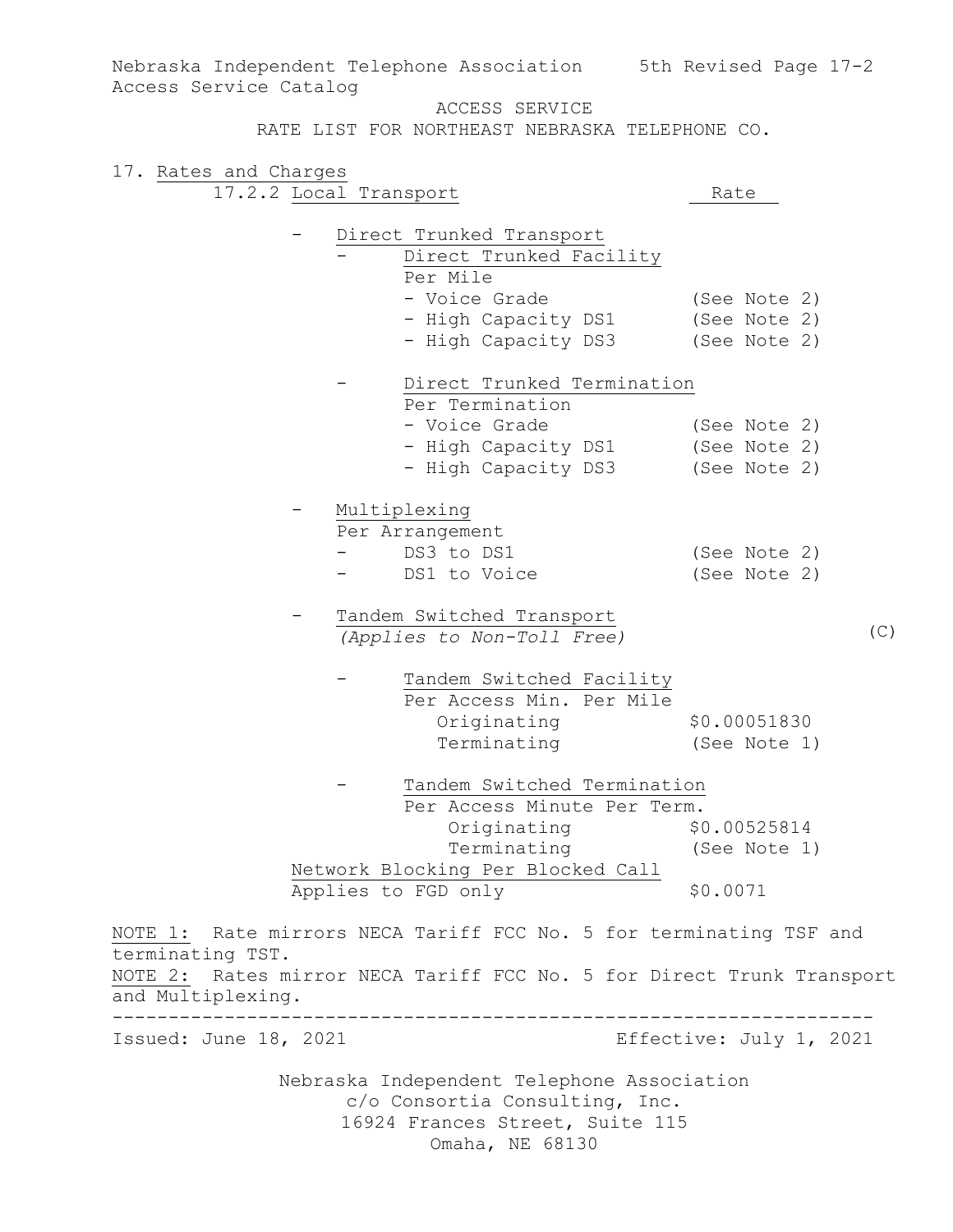Nebraska Independent Telephone Association — 5th Revised Page 17-2
Access Service Catalog

ACCESS SERVICE

RATE LIST FOR NORTHEAST NEBRASKA TELEPHONE CO.

## 17. Rates and Charges

### 17.2.2 Local Transport

| | Rate |
|---|---|
| - Direct Trunked Transport | |
| - Direct Trunked Facility | |
| Per Mile | |
| - Voice Grade | (See Note 2) |
| - High Capacity DS1 | (See Note 2) |
| - High Capacity DS3 | (See Note 2) |
| - Direct Trunked Termination | |
| Per Termination | |
| - Voice Grade | (See Note 2) |
| - High Capacity DS1 | (See Note 2) |
| - High Capacity DS3 | (See Note 2) |
| - Multiplexing | |
| Per Arrangement | |
| - DS3 to DS1 | (See Note 2) |
| - DS1 to Voice | (See Note 2) |
| - Tandem Switched Transport *(Applies to Non-Toll Free)* (C) | |
| - Tandem Switched Facility | |
| Per Access Min. Per Mile | |
| Originating | $0.00051830 |
| Terminating | (See Note 1) |
| - Tandem Switched Termination | |
| Per Access Minute Per Term. | |
| Originating | $0.00525814 |
| Terminating | (See Note 1) |
| Network Blocking Per Blocked Call | |
| Applies to FGD only | $0.0071 |

NOTE 1: Rate mirrors NECA Tariff FCC No. 5 for terminating TSF and terminating TST.

NOTE 2: Rates mirror NECA Tariff FCC No. 5 for Direct Trunk Transport and Multiplexing.

---

Issued: June 18, 2021 — Effective: July 1, 2021

Nebraska Independent Telephone Association
c/o Consortia Consulting, Inc.
16924 Frances Street, Suite 115
Omaha, NE 68130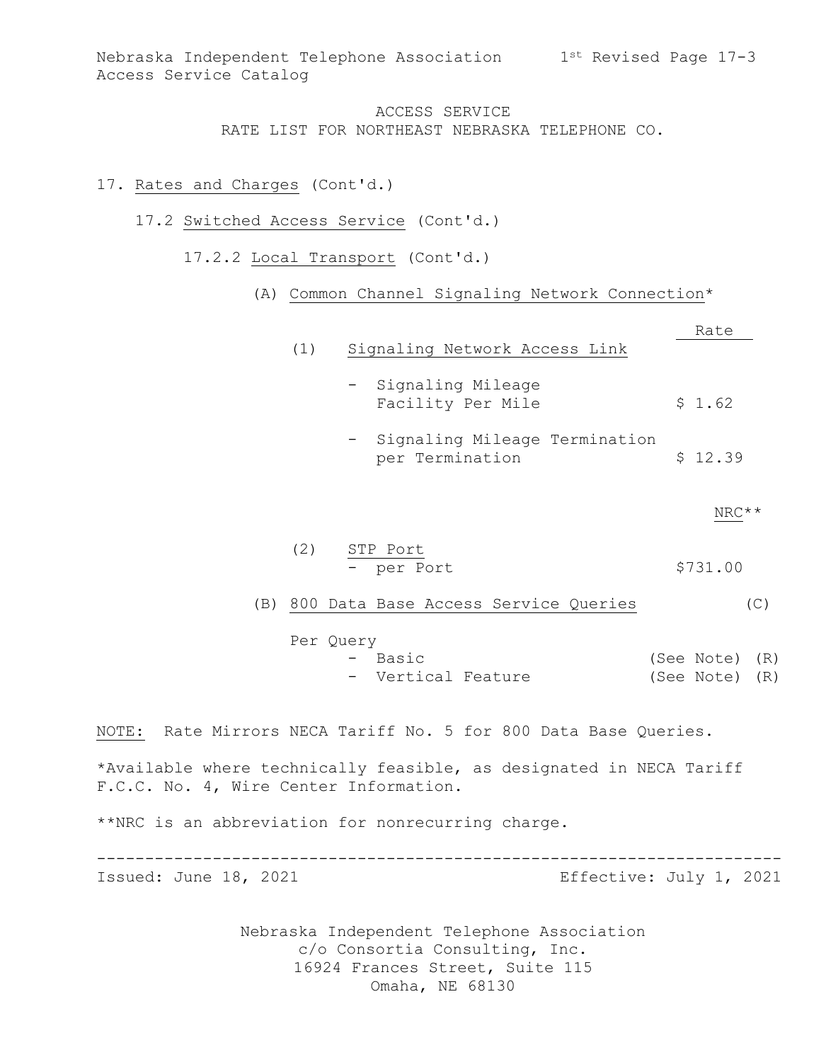## ACCESS SERVICE
## RATE LIST FOR NORTHEAST NEBRASKA TELEPHONE CO.

17. Rates and Charges (Cont'd.)

17.2 Switched Access Service (Cont'd.)

17.2.2 Local Transport (Cont'd.)

(A) Common Channel Signaling Network Connection*

| | Rate |
|---|---|
| (1) Signaling Network Access Link | |
| - Signaling Mileage Facility Per Mile | $ 1.62 |
| - Signaling Mileage Termination per Termination | $ 12.39 |

| | NRC** |
|---|---|
| (2) STP Port | |
| - per Port | $731.00 |

(B) 800 Data Base Access Service Queries (C)

| Per Query | | |
|---|---|---|
| - Basic | (See Note) | (R) |
| - Vertical Feature | (See Note) | (R) |

NOTE: Rate Mirrors NECA Tariff No. 5 for 800 Data Base Queries.

*Available where technically feasible, as designated in NECA Tariff F.C.C. No. 4, Wire Center Information.

**NRC is an abbreviation for nonrecurring charge.

Issued: June 18, 2021 Effective: July 1, 2021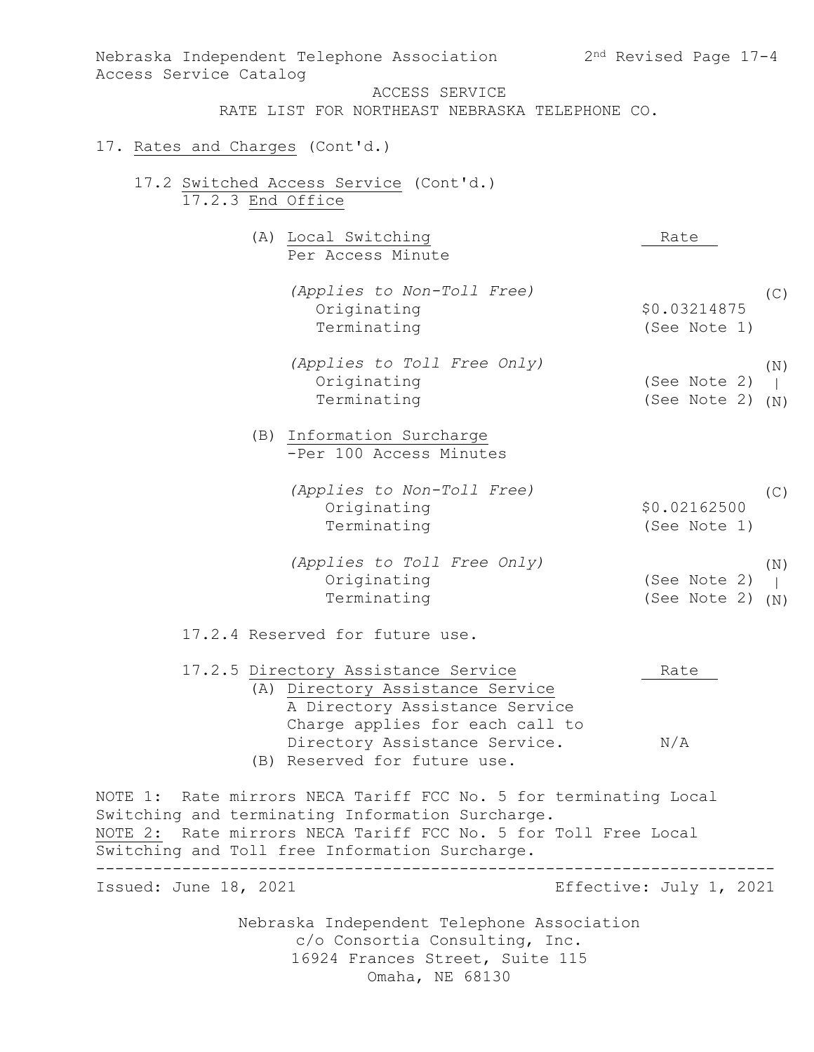ACCESS SERVICE
RATE LIST FOR NORTHEAST NEBRASKA TELEPHONE CO.

17. Rates and Charges (Cont'd.)

17.2 Switched Access Service (Cont'd.)

17.2.3 End Office

| | Rate | |
|---|---|---|
| (A) Local Switching | | |
| Per Access Minute | | |
| *(Applies to Non-Toll Free)* | | (C) |
| Originating | $0.03214875 | |
| Terminating | (See Note 1) | |
| *(Applies to Toll Free Only)* | | (N) |
| Originating | (See Note 2) | \| |
| Terminating | (See Note 2) | (N) |
| (B) Information Surcharge | | |
| -Per 100 Access Minutes | | |
| *(Applies to Non-Toll Free)* | | (C) |
| Originating | $0.02162500 | |
| Terminating | (See Note 1) | |
| *(Applies to Toll Free Only)* | | (N) |
| Originating | (See Note 2) | \| |
| Terminating | (See Note 2) | (N) |

17.2.4 Reserved for future use.

| 17.2.5 Directory Assistance Service | Rate |
|---|---|
| (A) Directory Assistance Service A Directory Assistance Service Charge applies for each call to Directory Assistance Service. | N/A |
| (B) Reserved for future use. | |

NOTE 1: Rate mirrors NECA Tariff FCC No. 5 for terminating Local Switching and terminating Information Surcharge.

NOTE 2: Rate mirrors NECA Tariff FCC No. 5 for Toll Free Local Switching and Toll free Information Surcharge.

Issued: June 18, 2021 Effective: July 1, 2021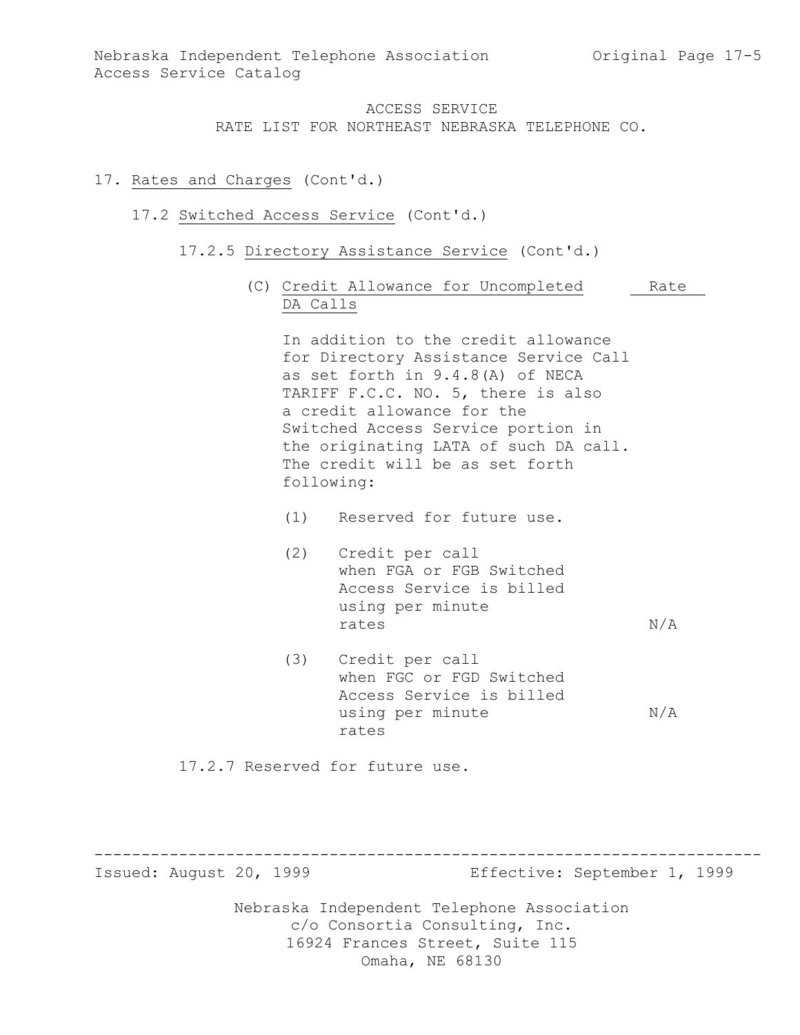ACCESS SERVICE
RATE LIST FOR NORTHEAST NEBRASKA TELEPHONE CO.

# 17. Rates and Charges (Cont'd.)

## 17.2 Switched Access Service (Cont'd.)

### 17.2.5 Directory Assistance Service (Cont'd.)

(C) Credit Allowance for Uncompleted DA Calls

In addition to the credit allowance for Directory Assistance Service Call as set forth in 9.4.8(A) of NECA TARIFF F.C.C. NO. 5, there is also a credit allowance for the Switched Access Service portion in the originating LATA of such DA call. The credit will be as set forth following:

| | Rate |
|---|---|
| (1) Reserved for future use. | |
| (2) Credit per call when FGA or FGB Switched Access Service is billed using per minute rates | N/A |
| (3) Credit per call when FGC or FGD Switched Access Service is billed using per minute rates | N/A |

### 17.2.7 Reserved for future use.

Issued: August 20, 1999 Effective: September 1, 1999

Nebraska Independent Telephone Association
c/o Consortia Consulting, Inc.
16924 Frances Street, Suite 115
Omaha, NE 68130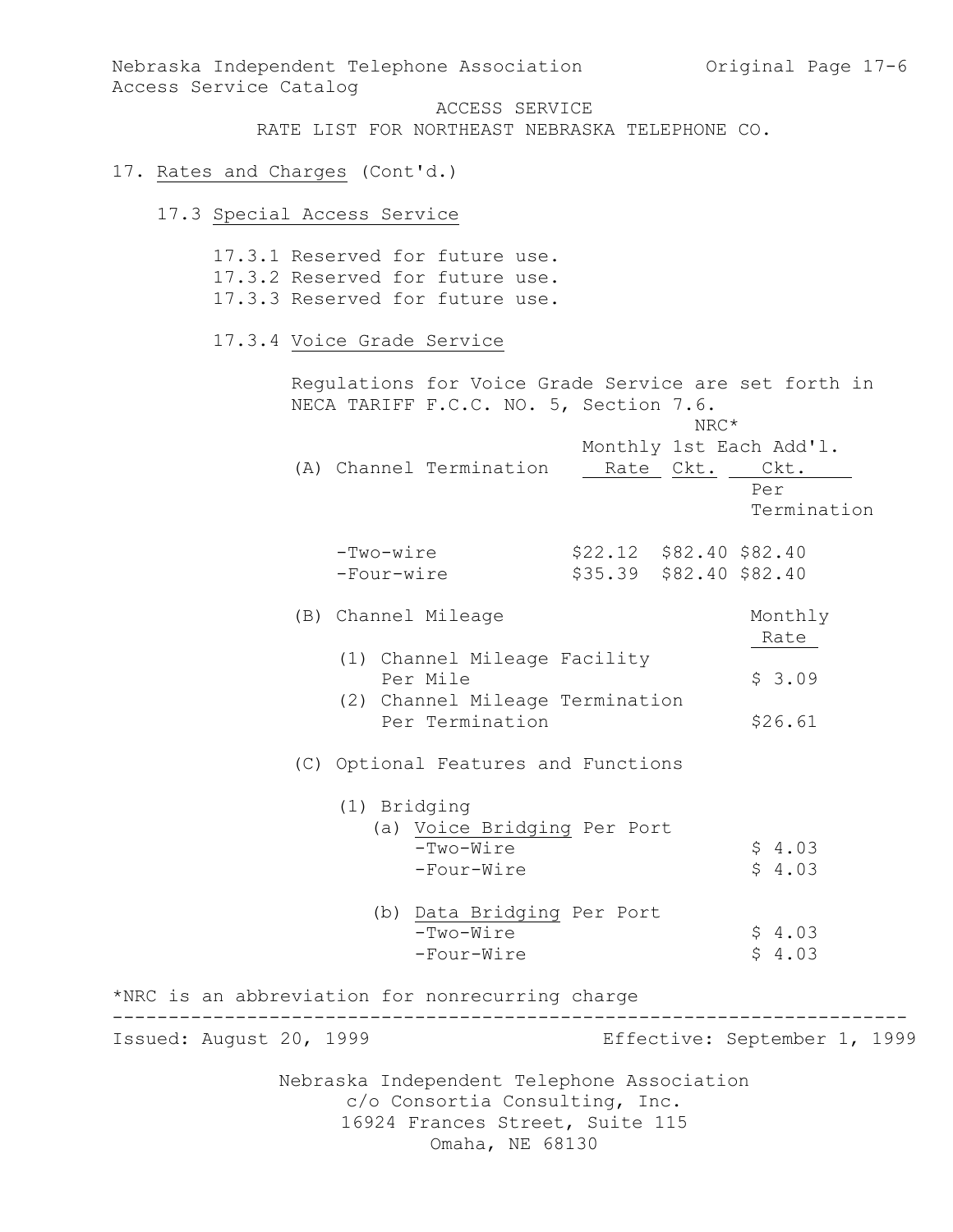ACCESS SERVICE

RATE LIST FOR NORTHEAST NEBRASKA TELEPHONE CO.

17. Rates and Charges (Cont'd.)

17.3 Special Access Service

17.3.1 Reserved for future use.
17.3.2 Reserved for future use.
17.3.3 Reserved for future use.

17.3.4 Voice Grade Service

Regulations for Voice Grade Service are set forth in NECA TARIFF F.C.C. NO. 5, Section 7.6.

| (A) Channel Termination | Monthly Rate | NRC* 1st Ckt. | NRC* Each Add'l. Ckt. Per Termination |
|---|---|---|---|
| -Two-wire | $22.12 | $82.40 | $82.40 |
| -Four-wire | $35.39 | $82.40 | $82.40 |

| (B) Channel Mileage | Monthly Rate |
|---|---|
| (1) Channel Mileage Facility Per Mile | $ 3.09 |
| (2) Channel Mileage Termination Per Termination | $26.61 |

(C) Optional Features and Functions

| (1) Bridging | |
|---|---|
| (a) Voice Bridging Per Port | |
| -Two-Wire | $ 4.03 |
| -Four-Wire | $ 4.03 |
| (b) Data Bridging Per Port | |
| -Two-Wire | $ 4.03 |
| -Four-Wire | $ 4.03 |

*NRC is an abbreviation for nonrecurring charge

Issued: August 20, 1999 Effective: September 1, 1999

Nebraska Independent Telephone Association
c/o Consortia Consulting, Inc.
16924 Frances Street, Suite 115
Omaha, NE 68130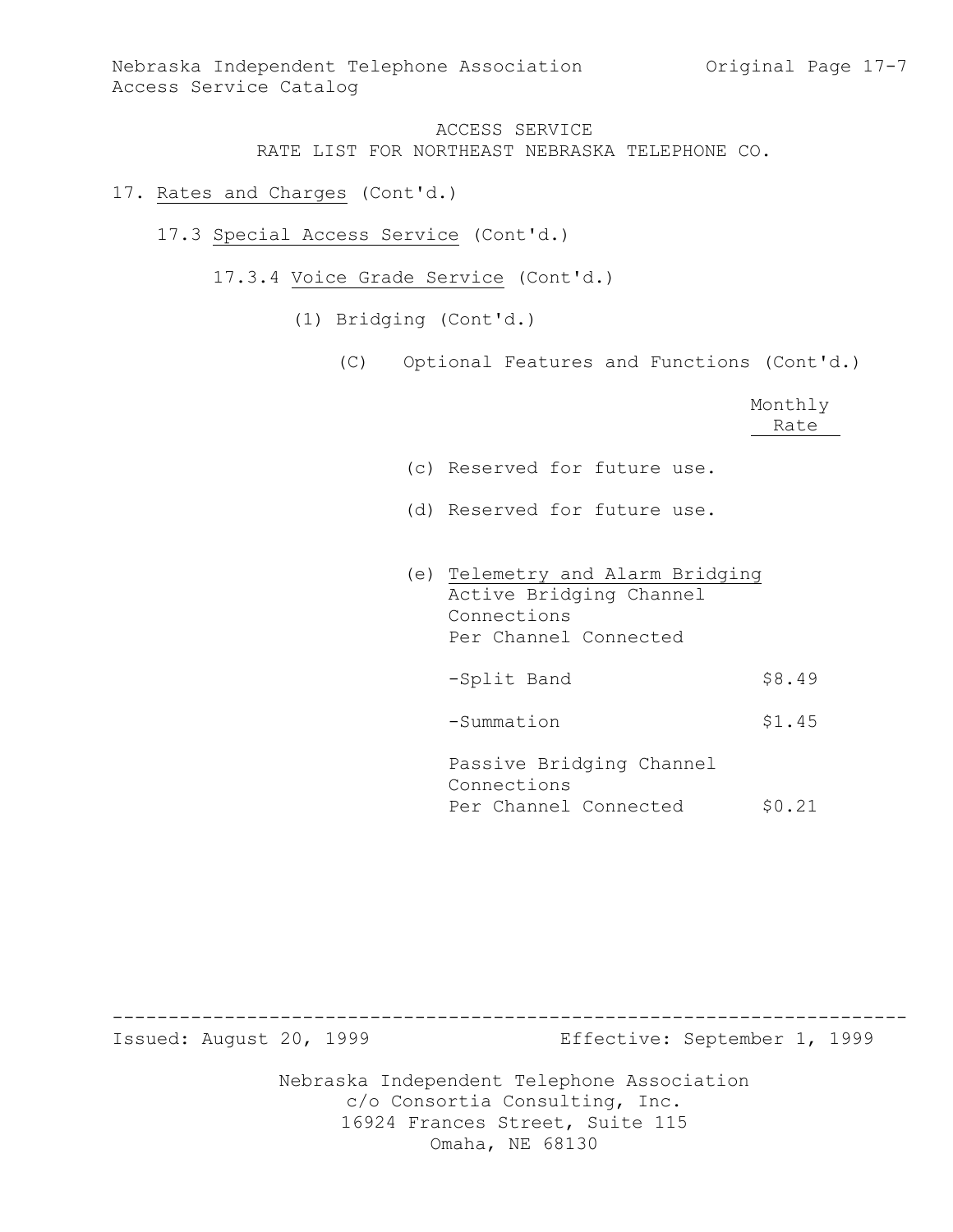ACCESS SERVICE
RATE LIST FOR NORTHEAST NEBRASKA TELEPHONE CO.

17. Rates and Charges (Cont'd.)

17.3 Special Access Service (Cont'd.)

17.3.4 Voice Grade Service (Cont'd.)

(1) Bridging (Cont'd.)

(C) Optional Features and Functions (Cont'd.)

| | Monthly Rate |
|---|---|
| (c) Reserved for future use. | |
| (d) Reserved for future use. | |
| (e) Telemetry and Alarm Bridging<br>Active Bridging Channel Connections<br>Per Channel Connected | |
| -Split Band | $8.49 |
| -Summation | $1.45 |
| Passive Bridging Channel Connections<br>Per Channel Connected | $0.21 |

Issued: August 20, 1999 Effective: September 1, 1999

Nebraska Independent Telephone Association
c/o Consortia Consulting, Inc.
16924 Frances Street, Suite 115
Omaha, NE 68130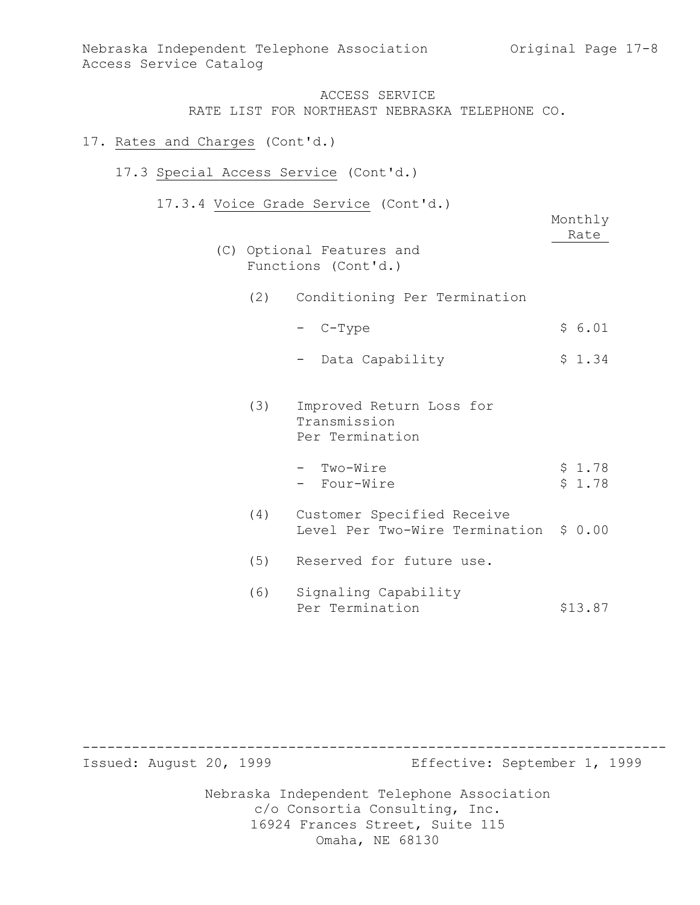ACCESS SERVICE
RATE LIST FOR NORTHEAST NEBRASKA TELEPHONE CO.

17. Rates and Charges (Cont'd.)

17.3 Special Access Service (Cont'd.)

17.3.4 Voice Grade Service (Cont'd.)

| | Monthly Rate |
|---|---|
| (C) Optional Features and Functions (Cont'd.) | |
| (2) Conditioning Per Termination | |
| - C-Type | $ 6.01 |
| - Data Capability | $ 1.34 |
| (3) Improved Return Loss for Transmission Per Termination | |
| - Two-Wire | $ 1.78 |
| - Four-Wire | $ 1.78 |
| (4) Customer Specified Receive Level Per Two-Wire Termination | $ 0.00 |
| (5) Reserved for future use. | |
| (6) Signaling Capability Per Termination | $13.87 |

Issued: August 20, 1999 Effective: September 1, 1999

Nebraska Independent Telephone Association
c/o Consortia Consulting, Inc.
16924 Frances Street, Suite 115
Omaha, NE 68130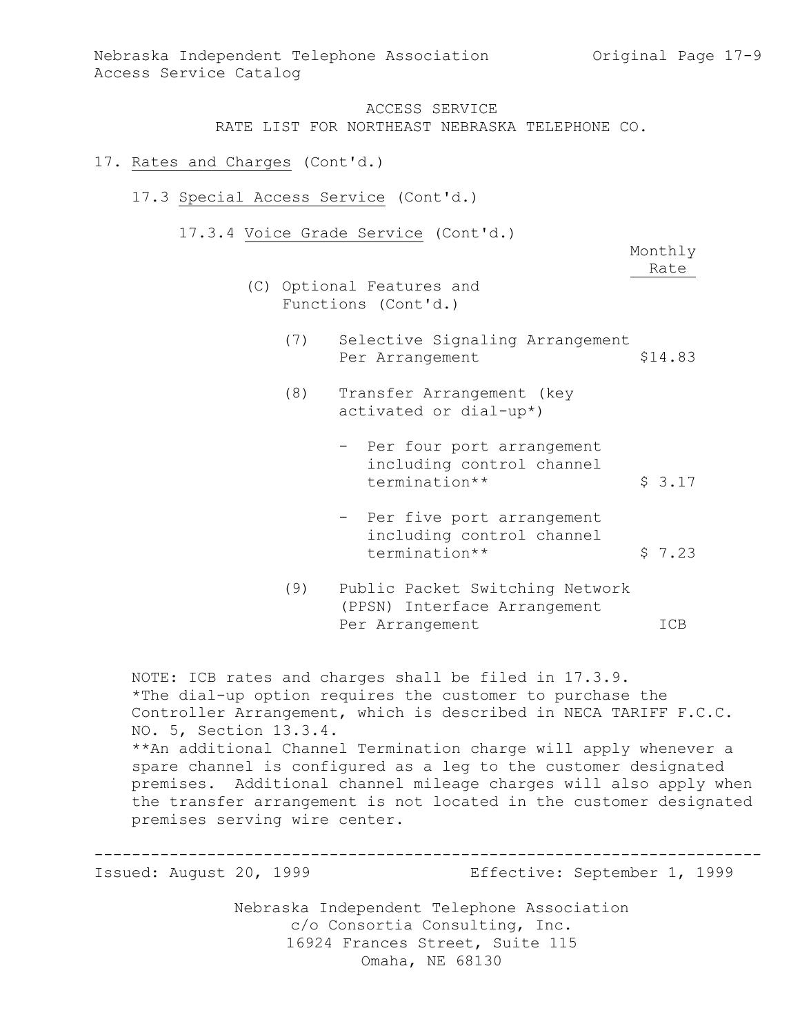ACCESS SERVICE
RATE LIST FOR NORTHEAST NEBRASKA TELEPHONE CO.

17. Rates and Charges (Cont'd.)

17.3 Special Access Service (Cont'd.)

17.3.4 Voice Grade Service (Cont'd.)

(C) Optional Features and Functions (Cont'd.)

| | Monthly Rate |
|---|---|
| (7) Selective Signaling Arrangement Per Arrangement | $14.83 |
| (8) Transfer Arrangement (key activated or dial-up*) | |
| - Per four port arrangement including control channel termination** | $ 3.17 |
| - Per five port arrangement including control channel termination** | $ 7.23 |
| (9) Public Packet Switching Network (PPSN) Interface Arrangement Per Arrangement | ICB |

NOTE: ICB rates and charges shall be filed in 17.3.9.
*The dial-up option requires the customer to purchase the Controller Arrangement, which is described in NECA TARIFF F.C.C. NO. 5, Section 13.3.4.
**An additional Channel Termination charge will apply whenever a spare channel is configured as a leg to the customer designated premises. Additional channel mileage charges will also apply when the transfer arrangement is not located in the customer designated premises serving wire center.

Issued: August 20, 1999 Effective: September 1, 1999

Nebraska Independent Telephone Association
c/o Consortia Consulting, Inc.
16924 Frances Street, Suite 115
Omaha, NE 68130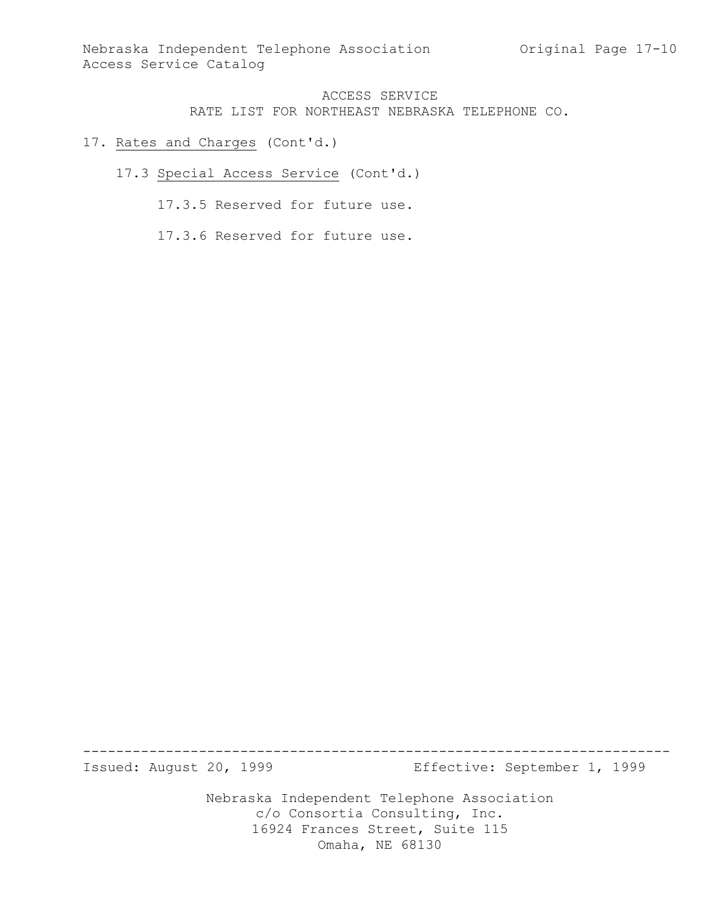ACCESS SERVICE
RATE LIST FOR NORTHEAST NEBRASKA TELEPHONE CO.

17. Rates and Charges (Cont'd.)

17.3 Special Access Service (Cont'd.)

17.3.5 Reserved for future use.

17.3.6 Reserved for future use.

Issued: August 20, 1999 Effective: September 1, 1999

Nebraska Independent Telephone Association
c/o Consortia Consulting, Inc.
16924 Frances Street, Suite 115
Omaha, NE 68130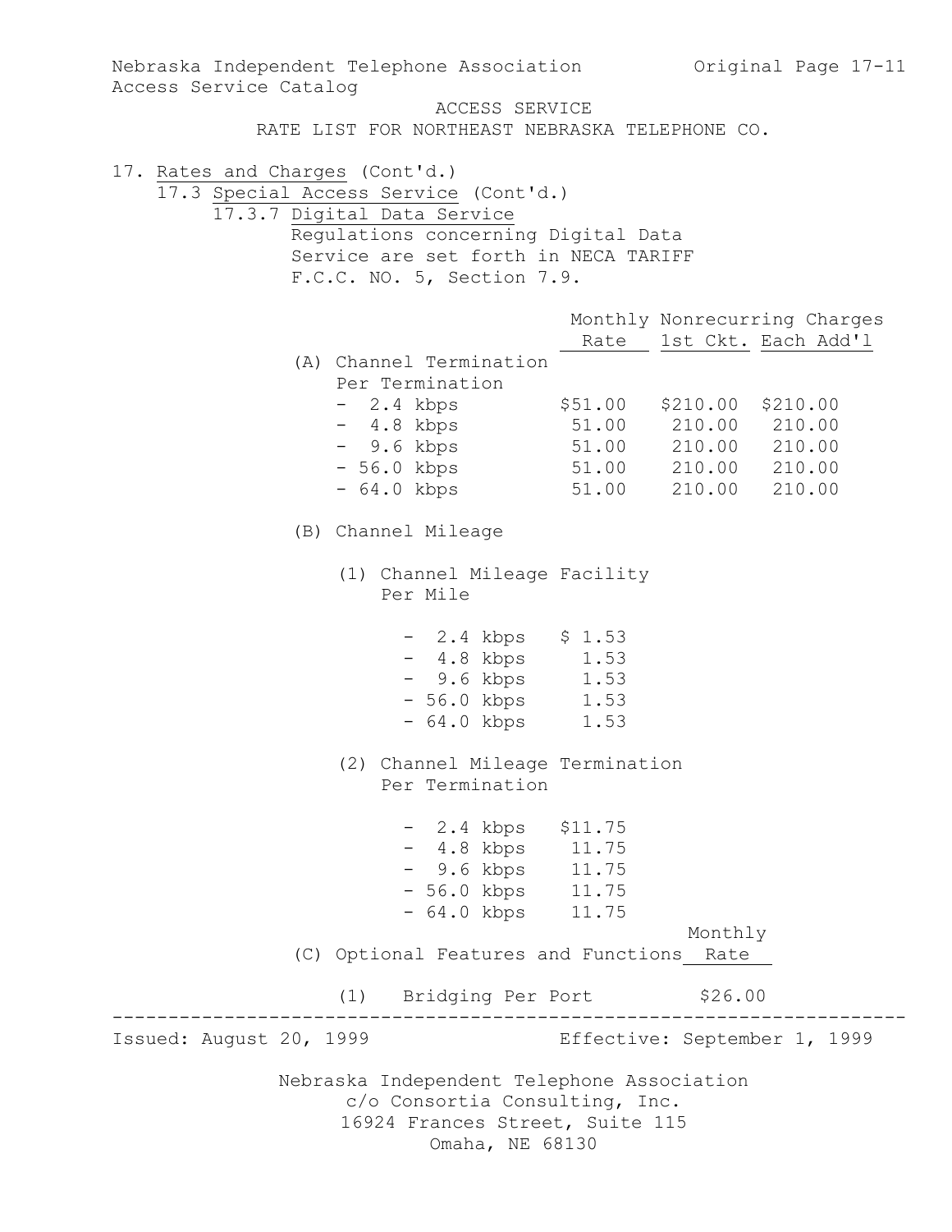ACCESS SERVICE

RATE LIST FOR NORTHEAST NEBRASKA TELEPHONE CO.

17. Rates and Charges (Cont'd.)

17.3 Special Access Service (Cont'd.)

17.3.7 Digital Data Service

Regulations concerning Digital Data Service are set forth in NECA TARIFF F.C.C. NO. 5, Section 7.9.

| | Monthly Rate | Nonrecurring Charges 1st Ckt. | Each Add'l |
|---|---|---|---|
| (A) Channel Termination Per Termination | | | |
| - 2.4 kbps | $51.00 | $210.00 | $210.00 |
| - 4.8 kbps | 51.00 | 210.00 | 210.00 |
| - 9.6 kbps | 51.00 | 210.00 | 210.00 |
| - 56.0 kbps | 51.00 | 210.00 | 210.00 |
| - 64.0 kbps | 51.00 | 210.00 | 210.00 |

(B) Channel Mileage

(1) Channel Mileage Facility Per Mile

| | |
|---|---|
| - 2.4 kbps | $ 1.53 |
| - 4.8 kbps | 1.53 |
| - 9.6 kbps | 1.53 |
| - 56.0 kbps | 1.53 |
| - 64.0 kbps | 1.53 |

(2) Channel Mileage Termination Per Termination

| | |
|---|---|
| - 2.4 kbps | $11.75 |
| - 4.8 kbps | 11.75 |
| - 9.6 kbps | 11.75 |
| - 56.0 kbps | 11.75 |
| - 64.0 kbps | 11.75 |

| (C) Optional Features and Functions | Monthly Rate |
|---|---|
| (1) Bridging Per Port | $26.00 |

Issued: August 20, 1999 Effective: September 1, 1999

Nebraska Independent Telephone Association
c/o Consortia Consulting, Inc.
16924 Frances Street, Suite 115
Omaha, NE 68130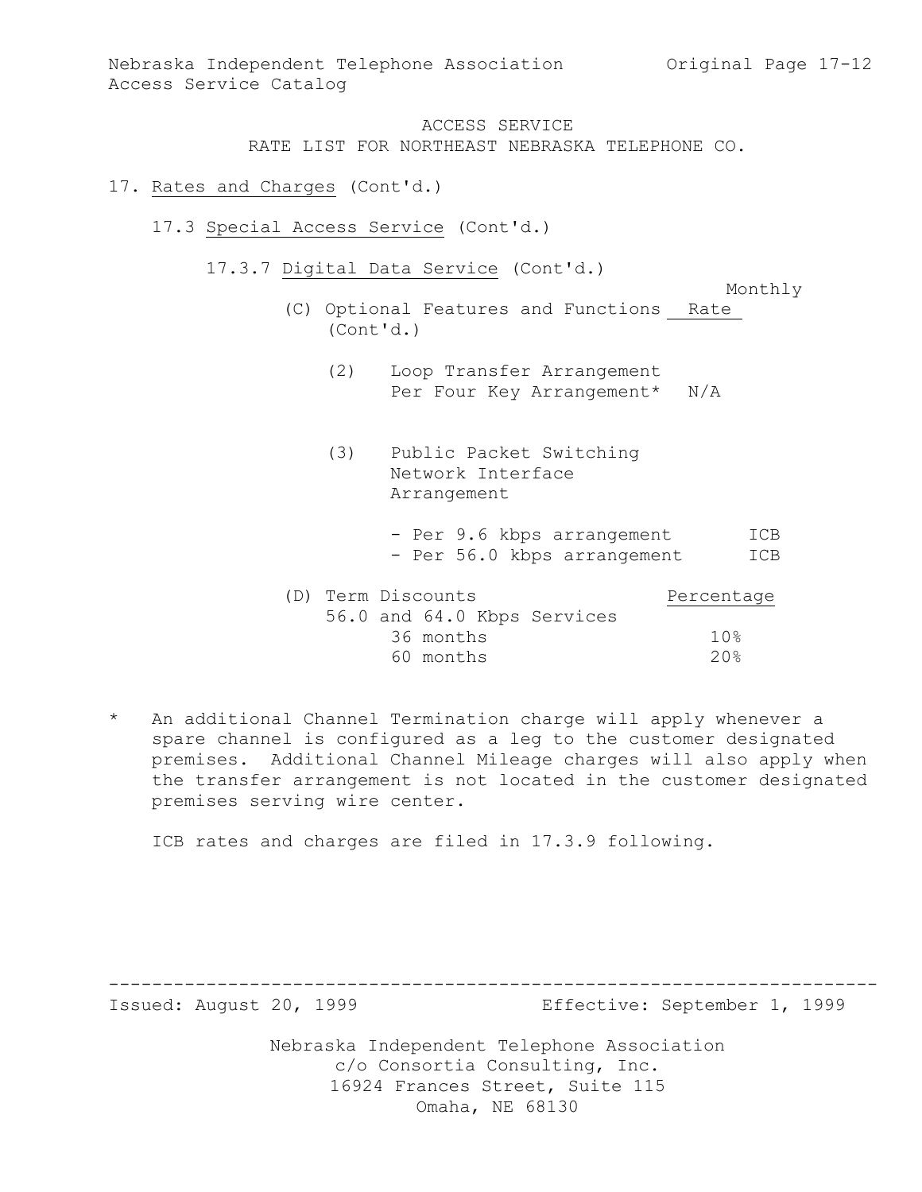ACCESS SERVICE
RATE LIST FOR NORTHEAST NEBRASKA TELEPHONE CO.

17. Rates and Charges (Cont'd.)

17.3 Special Access Service (Cont'd.)

17.3.7 Digital Data Service (Cont'd.)

| (C) Optional Features and Functions (Cont'd.) | Monthly Rate |
|---|---|
| (2) Loop Transfer Arrangement Per Four Key Arrangement* | N/A |
| (3) Public Packet Switching Network Interface Arrangement | |
| - Per 9.6 kbps arrangement | ICB |
| - Per 56.0 kbps arrangement | ICB |

| (D) Term Discounts | Percentage |
|---|---|
| 56.0 and 64.0 Kbps Services | |
| 36 months | 10% |
| 60 months | 20% |

\* An additional Channel Termination charge will apply whenever a spare channel is configured as a leg to the customer designated premises. Additional Channel Mileage charges will also apply when the transfer arrangement is not located in the customer designated premises serving wire center.

ICB rates and charges are filed in 17.3.9 following.

Issued: August 20, 1999 Effective: September 1, 1999

Nebraska Independent Telephone Association
c/o Consortia Consulting, Inc.
16924 Frances Street, Suite 115
Omaha, NE 68130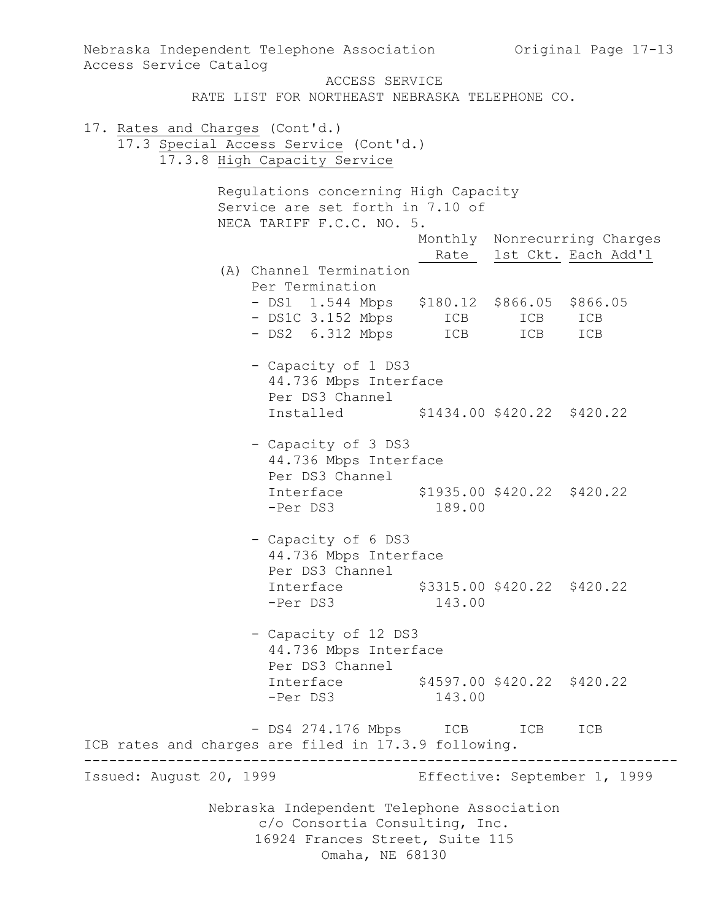ACCESS SERVICE
RATE LIST FOR NORTHEAST NEBRASKA TELEPHONE CO.

17. Rates and Charges (Cont'd.)

17.3 Special Access Service (Cont'd.)

17.3.8 High Capacity Service

Regulations concerning High Capacity Service are set forth in 7.10 of NECA TARIFF F.C.C. NO. 5.

| | Monthly Rate | Nonrecurring Charges 1st Ckt. | Each Add'l |
|---|---|---|---|
| (A) Channel Termination Per Termination | | | |
| - DS1 1.544 Mbps | $180.12 | $866.05 | $866.05 |
| - DS1C 3.152 Mbps | ICB | ICB | ICB |
| - DS2 6.312 Mbps | ICB | ICB | ICB |
| - Capacity of 1 DS3 44.736 Mbps Interface Per DS3 Channel Installed | $1434.00 | $420.22 | $420.22 |
| - Capacity of 3 DS3 44.736 Mbps Interface Per DS3 Channel Interface | $1935.00 | $420.22 | $420.22 |
| -Per DS3 | 189.00 | | |
| - Capacity of 6 DS3 44.736 Mbps Interface Per DS3 Channel Interface | $3315.00 | $420.22 | $420.22 |
| -Per DS3 | 143.00 | | |
| - Capacity of 12 DS3 44.736 Mbps Interface Per DS3 Channel Interface | $4597.00 | $420.22 | $420.22 |
| -Per DS3 | 143.00 | | |
| - DS4 274.176 Mbps | ICB | ICB | ICB |

ICB rates and charges are filed in 17.3.9 following.

Issued: August 20, 1999 Effective: September 1, 1999

Nebraska Independent Telephone Association
c/o Consortia Consulting, Inc.
16924 Frances Street, Suite 115
Omaha, NE 68130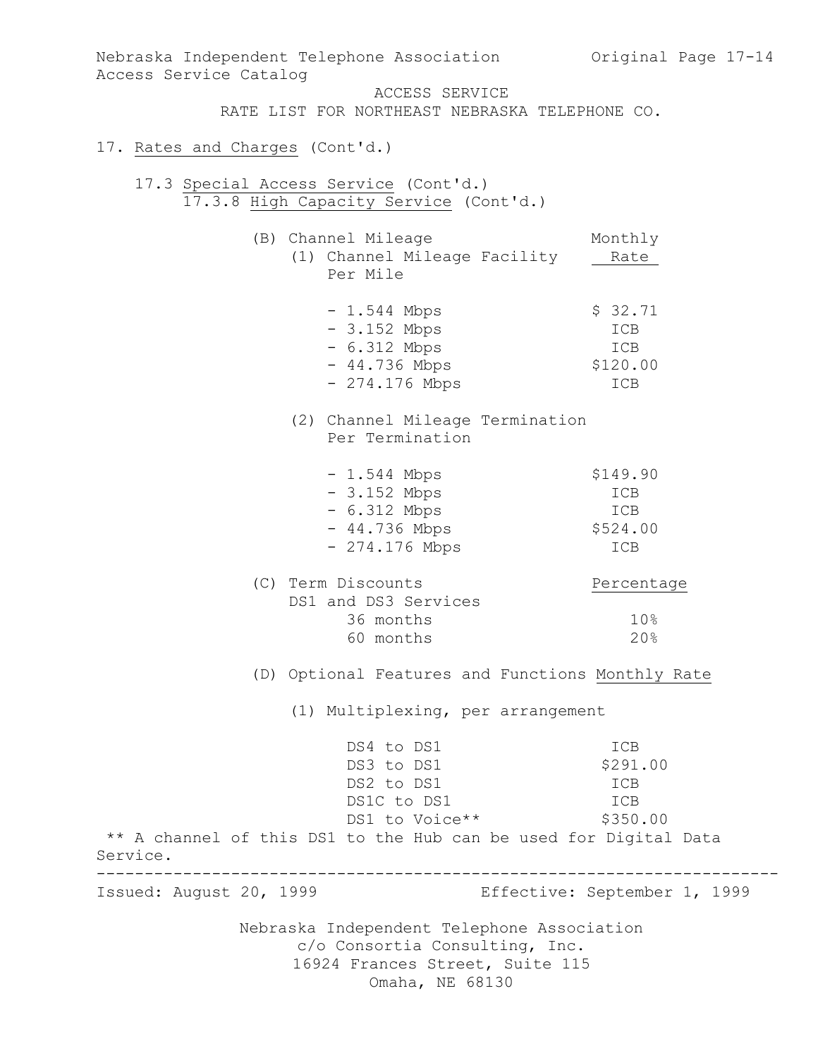ACCESS SERVICE
RATE LIST FOR NORTHEAST NEBRASKA TELEPHONE CO.

17. Rates and Charges (Cont'd.)

17.3 Special Access Service (Cont'd.)

17.3.8 High Capacity Service (Cont'd.)

(B) Channel Mileage

(1) Channel Mileage Facility Per Mile

| | Monthly Rate |
|---|---|
| - 1.544 Mbps | $ 32.71 |
| - 3.152 Mbps | ICB |
| - 6.312 Mbps | ICB |
| - 44.736 Mbps | $120.00 |
| - 274.176 Mbps | ICB |

(2) Channel Mileage Termination Per Termination

| | Monthly Rate |
|---|---|
| - 1.544 Mbps | $149.90 |
| - 3.152 Mbps | ICB |
| - 6.312 Mbps | ICB |
| - 44.736 Mbps | $524.00 |
| - 274.176 Mbps | ICB |

(C) Term Discounts

| DS1 and DS3 Services | Percentage |
|---|---|
| 36 months | 10% |
| 60 months | 20% |

(D) Optional Features and Functions

(1) Multiplexing, per arrangement

| | Monthly Rate |
|---|---|
| DS4 to DS1 | ICB |
| DS3 to DS1 | $291.00 |
| DS2 to DS1 | ICB |
| DS1C to DS1 | ICB |
| DS1 to Voice** | $350.00 |

** A channel of this DS1 to the Hub can be used for Digital Data Service.

Issued: August 20, 1999 Effective: September 1, 1999

Nebraska Independent Telephone Association
c/o Consortia Consulting, Inc.
16924 Frances Street, Suite 115
Omaha, NE 68130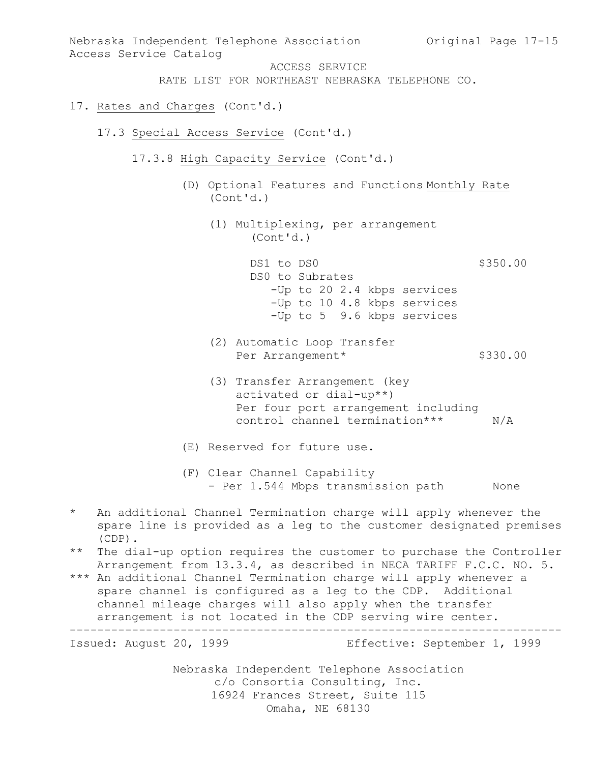ACCESS SERVICE

RATE LIST FOR NORTHEAST NEBRASKA TELEPHONE CO.

17. Rates and Charges (Cont'd.)

17.3 Special Access Service (Cont'd.)

17.3.8 High Capacity Service (Cont'd.)

(D) Optional Features and Functions (Cont'd.)

| | Monthly Rate |
|---|---|
| (1) Multiplexing, per arrangement (Cont'd.) | |
| DS1 to DS0 | $350.00 |
| DS0 to Subrates | |
| -Up to 20 2.4 kbps services | |
| -Up to 10 4.8 kbps services | |
| -Up to 5 9.6 kbps services | |
| (2) Automatic Loop Transfer Per Arrangement* | $330.00 |
| (3) Transfer Arrangement (key activated or dial-up**) Per four port arrangement including control channel termination*** | N/A |

(E) Reserved for future use.

| | |
|---|---|
| (F) Clear Channel Capability - Per 1.544 Mbps transmission path | None |

\* An additional Channel Termination charge will apply whenever the spare line is provided as a leg to the customer designated premises (CDP).

\*\* The dial-up option requires the customer to purchase the Controller Arrangement from 13.3.4, as described in NECA TARIFF F.C.C. NO. 5.

\*\*\* An additional Channel Termination charge will apply whenever a spare channel is configured as a leg to the CDP. Additional channel mileage charges will also apply when the transfer arrangement is not located in the CDP serving wire center.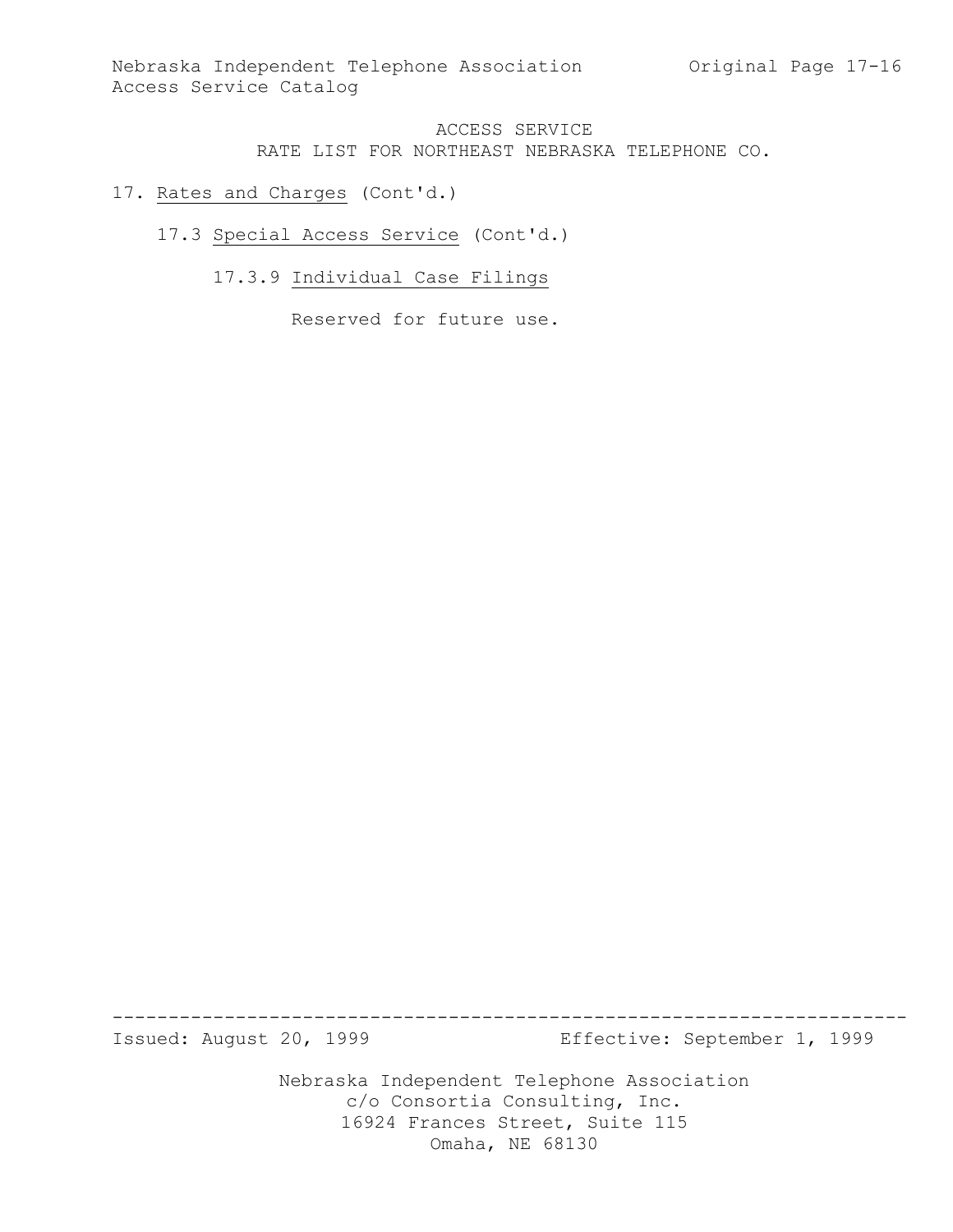# ACCESS SERVICE

## RATE LIST FOR NORTHEAST NEBRASKA TELEPHONE CO.

17. Rates and Charges (Cont'd.)

17.3 Special Access Service (Cont'd.)

17.3.9 Individual Case Filings

Reserved for future use.

Issued: August 20, 1999 Effective: September 1, 1999

Nebraska Independent Telephone Association
c/o Consortia Consulting, Inc.
16924 Frances Street, Suite 115
Omaha, NE 68130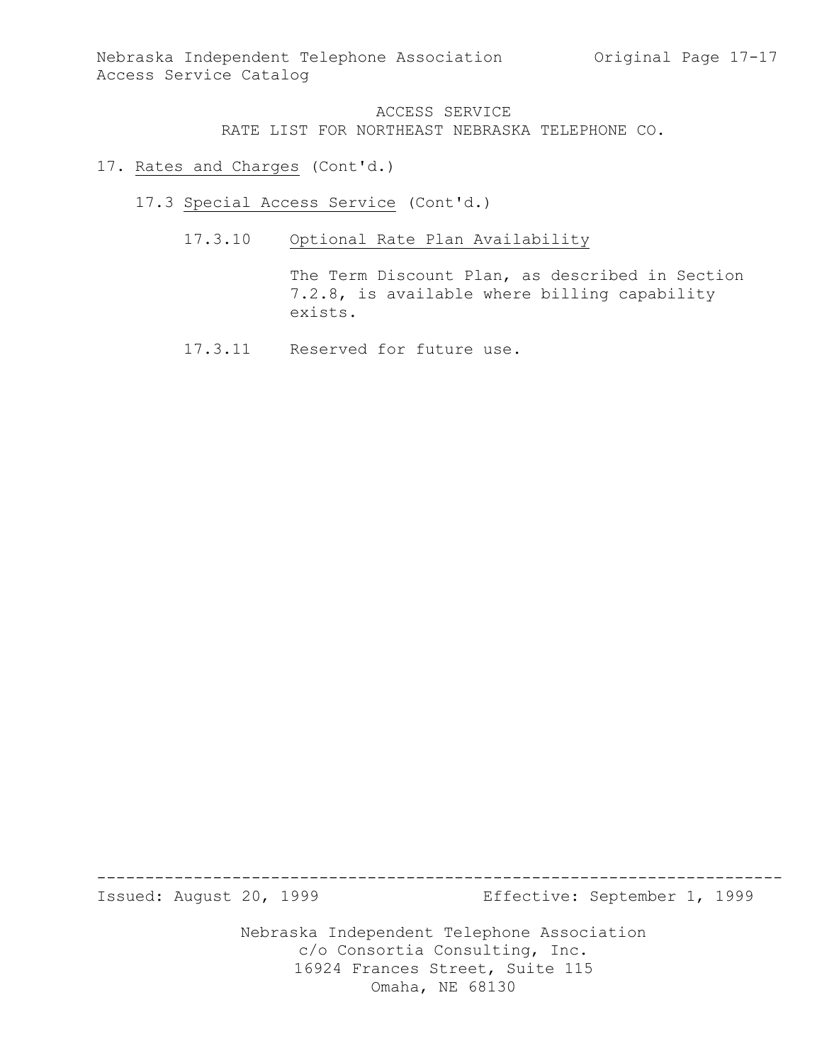# ACCESS SERVICE

## RATE LIST FOR NORTHEAST NEBRASKA TELEPHONE CO.

17. Rates and Charges (Cont'd.)

17.3 Special Access Service (Cont'd.)

17.3.10 Optional Rate Plan Availability

The Term Discount Plan, as described in Section 7.2.8, is available where billing capability exists.

17.3.11 Reserved for future use.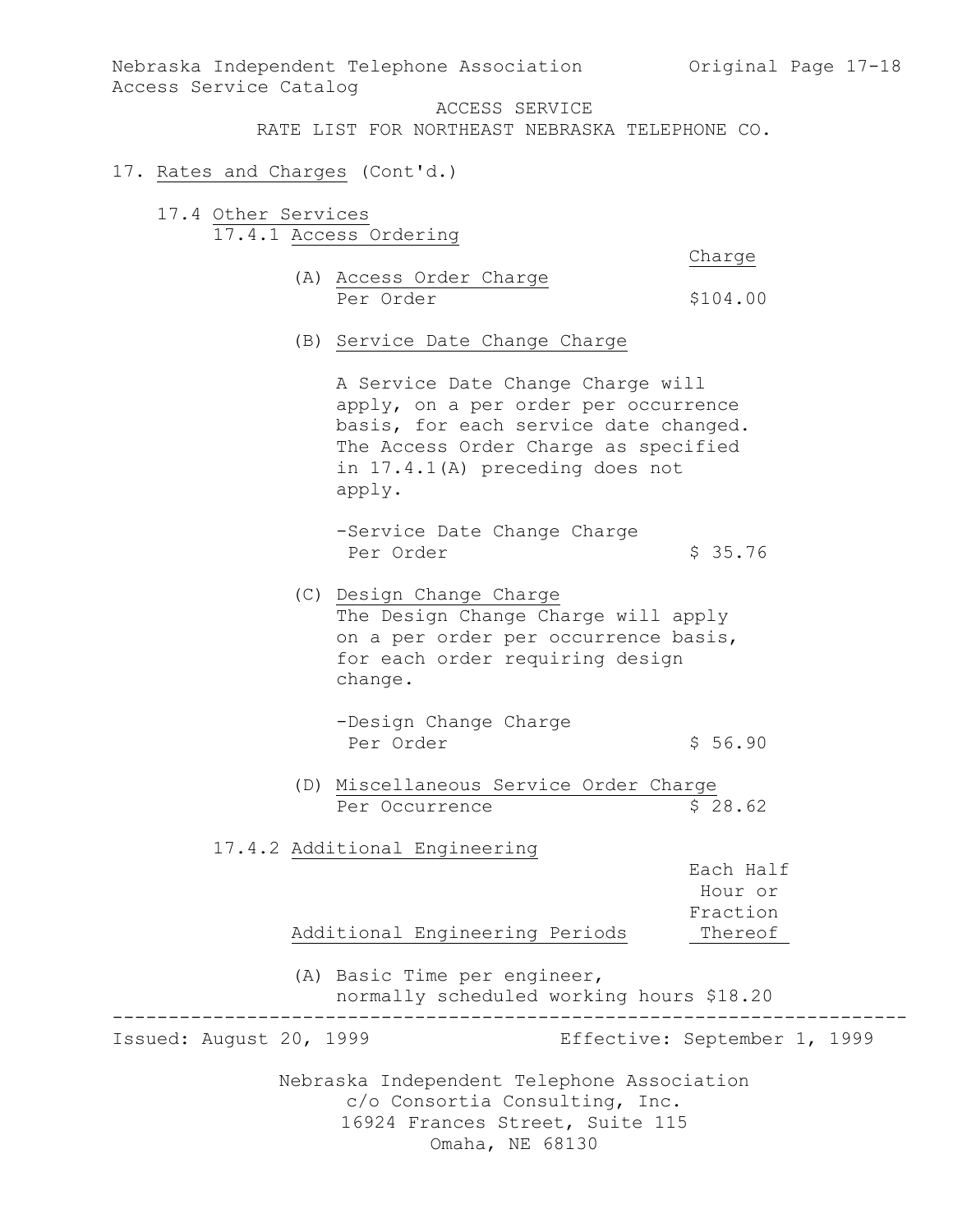ACCESS SERVICE
RATE LIST FOR NORTHEAST NEBRASKA TELEPHONE CO.

## 17. Rates and Charges (Cont'd.)

### 17.4 Other Services

#### 17.4.1 Access Ordering

| | Charge |
|---|---|
| (A) Access Order Charge<br>Per Order | $104.00 |

(B) Service Date Change Charge

A Service Date Change Charge will apply, on a per order per occurrence basis, for each service date changed. The Access Order Charge as specified in 17.4.1(A) preceding does not apply.

| | |
|---|---|
| -Service Date Change Charge<br>Per Order | $ 35.76 |

(C) Design Change Charge
The Design Change Charge will apply on a per order per occurrence basis, for each order requiring design change.

| | |
|---|---|
| -Design Change Charge<br>Per Order | $ 56.90 |

| | |
|---|---|
| (D) Miscellaneous Service Order Charge<br>Per Occurrence | $ 28.62 |

#### 17.4.2 Additional Engineering

| Additional Engineering Periods | Each Half Hour or Fraction Thereof |
|---|---|
| (A) Basic Time per engineer, normally scheduled working hours | $18.20 |

Issued: August 20, 1999 Effective: September 1, 1999

Nebraska Independent Telephone Association
c/o Consortia Consulting, Inc.
16924 Frances Street, Suite 115
Omaha, NE 68130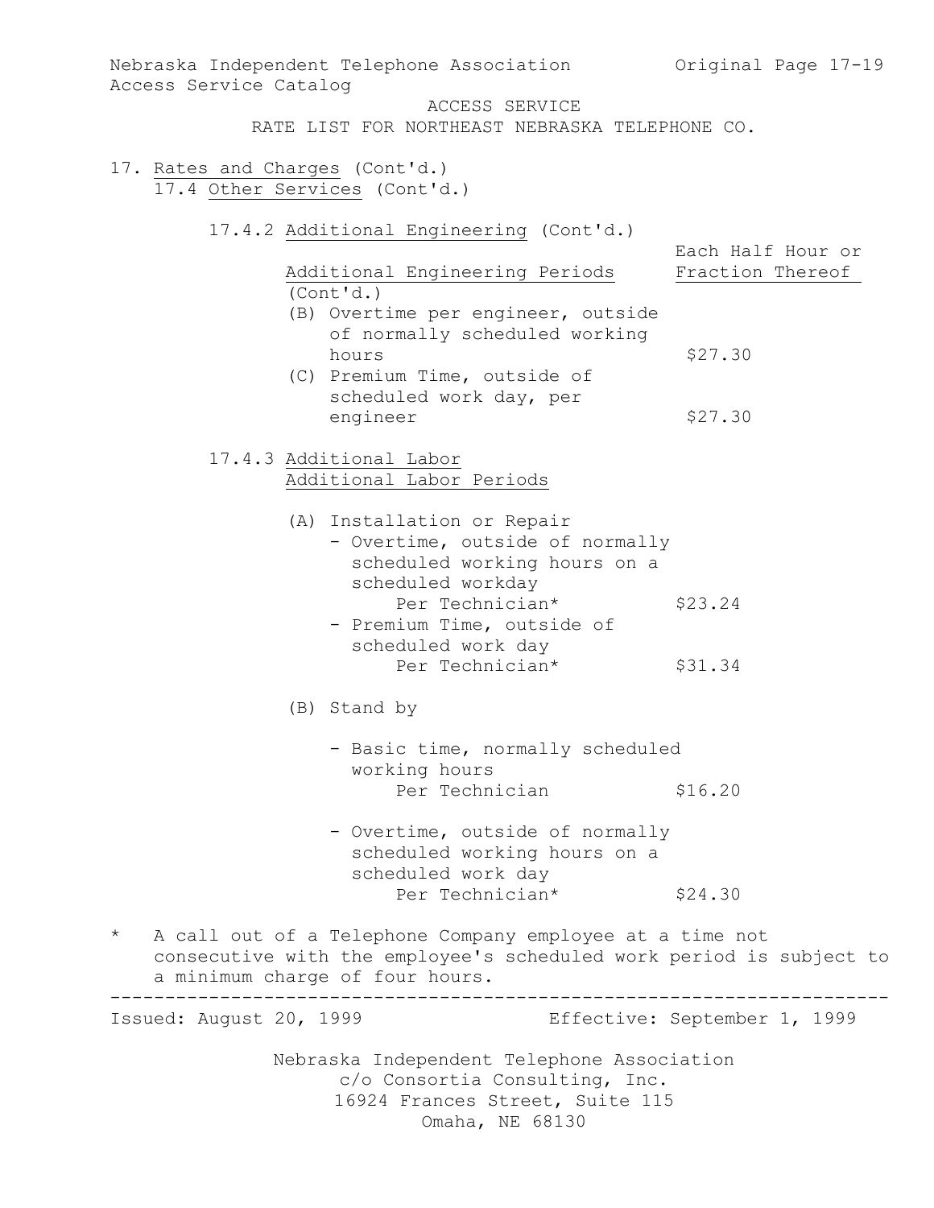ACCESS SERVICE

RATE LIST FOR NORTHEAST NEBRASKA TELEPHONE CO.

17. Rates and Charges (Cont'd.)

17.4 Other Services (Cont'd.)

17.4.2 Additional Engineering (Cont'd.)

| Additional Engineering Periods (Cont'd.) | Each Half Hour or Fraction Thereof |
|---|---|
| (B) Overtime per engineer, outside of normally scheduled working hours | $27.30 |
| (C) Premium Time, outside of scheduled work day, per engineer | $27.30 |

17.4.3 Additional Labor

Additional Labor Periods

| | |
|---|---|
| (A) Installation or Repair | |
| - Overtime, outside of normally scheduled working hours on a scheduled workday Per Technician* | $23.24 |
| - Premium Time, outside of scheduled work day Per Technician* | $31.34 |
| (B) Stand by | |
| - Basic time, normally scheduled working hours Per Technician | $16.20 |
| - Overtime, outside of normally scheduled working hours on a scheduled work day Per Technician* | $24.30 |

\* A call out of a Telephone Company employee at a time not consecutive with the employee's scheduled work period is subject to a minimum charge of four hours.

Issued: August 20, 1999 Effective: September 1, 1999

Nebraska Independent Telephone Association
c/o Consortia Consulting, Inc.
16924 Frances Street, Suite 115
Omaha, NE 68130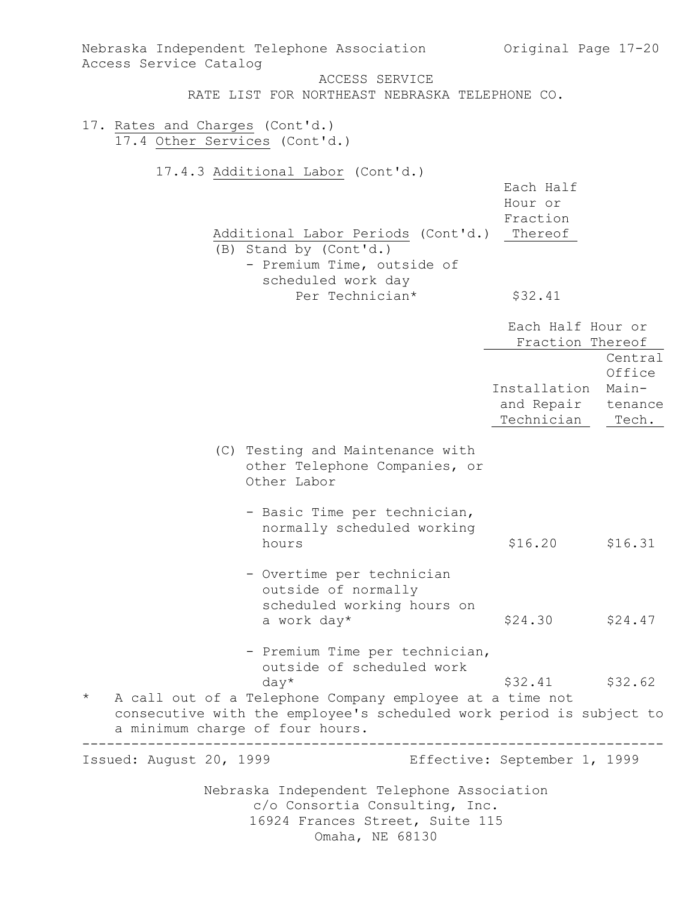ACCESS SERVICE
RATE LIST FOR NORTHEAST NEBRASKA TELEPHONE CO.

17. Rates and Charges (Cont'd.)

17.4 Other Services (Cont'd.)

17.4.3 Additional Labor (Cont'd.)

| Additional Labor Periods (Cont'd.) | Each Half Hour or Fraction Thereof |
|---|---|
| (B) Stand by (Cont'd.) | |
| - Premium Time, outside of scheduled work day Per Technician* | $32.41 |

| | Each Half Hour or Fraction Thereof | |
|---|---|---|
| | Installation and Repair Technician | Central Office Maintenance Tech. |
| (C) Testing and Maintenance with other Telephone Companies, or Other Labor | | |
| - Basic Time per technician, normally scheduled working hours | $16.20 | $16.31 |
| - Overtime per technician outside of normally scheduled working hours on a work day* | $24.30 | $24.47 |
| - Premium Time per technician, outside of scheduled work day* | $32.41 | $32.62 |

\* A call out of a Telephone Company employee at a time not consecutive with the employee's scheduled work period is subject to a minimum charge of four hours.

Issued: August 20, 1999 Effective: September 1, 1999

Nebraska Independent Telephone Association
c/o Consortia Consulting, Inc.
16924 Frances Street, Suite 115
Omaha, NE 68130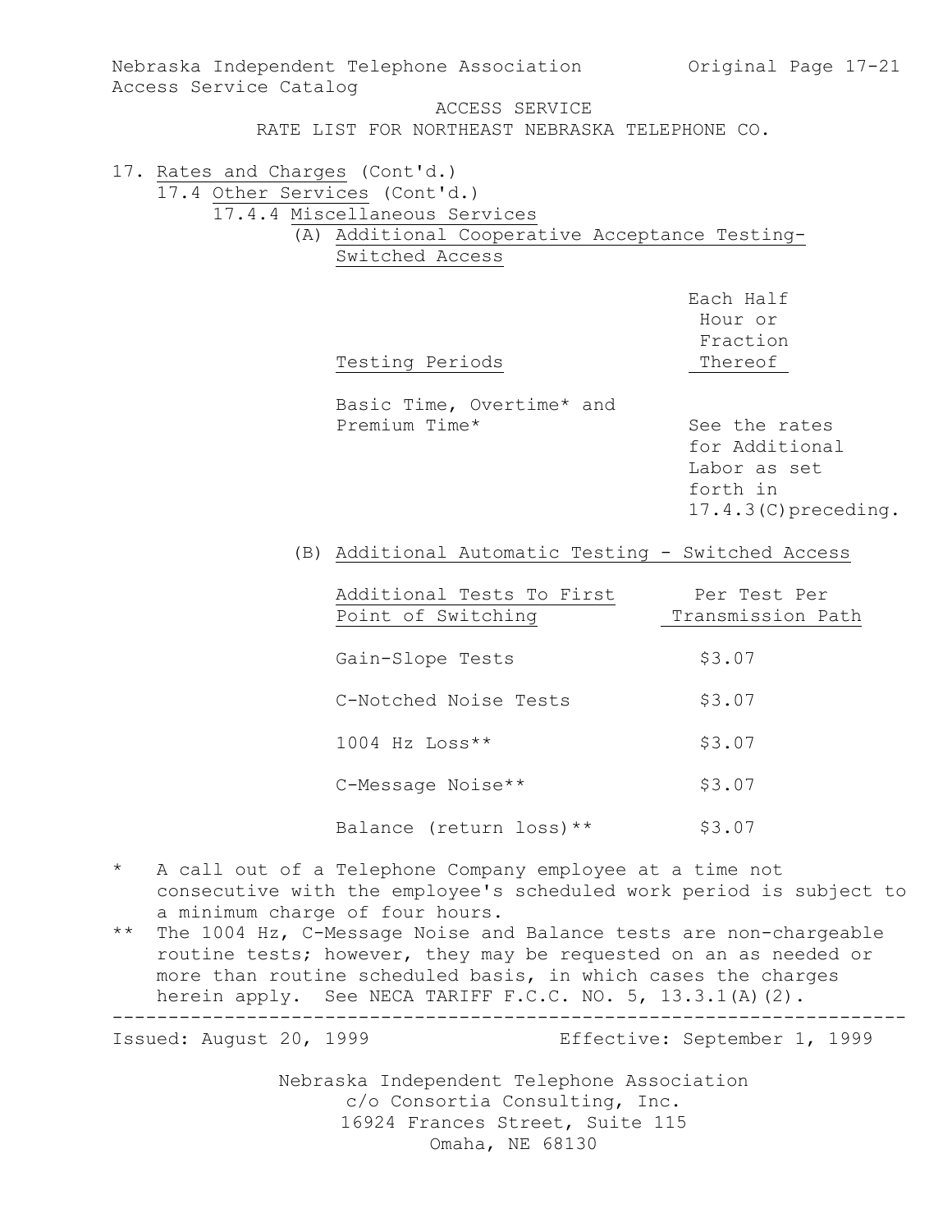ACCESS SERVICE

RATE LIST FOR NORTHEAST NEBRASKA TELEPHONE CO.

17. Rates and Charges (Cont'd.)

17.4 Other Services (Cont'd.)

17.4.4 Miscellaneous Services

(A) Additional Cooperative Acceptance Testing-Switched Access

| Testing Periods | Each Half Hour or Fraction Thereof |
|---|---|
| Basic Time, Overtime* and Premium Time* | See the rates for Additional Labor as set forth in 17.4.3(C)preceding. |

(B) Additional Automatic Testing - Switched Access

| Additional Tests To First Point of Switching | Per Test Per Transmission Path |
|---|---|
| Gain-Slope Tests | $3.07 |
| C-Notched Noise Tests | $3.07 |
| 1004 Hz Loss** | $3.07 |
| C-Message Noise** | $3.07 |
| Balance (return loss)** | $3.07 |

\* A call out of a Telephone Company employee at a time not consecutive with the employee's scheduled work period is subject to a minimum charge of four hours.

\*\* The 1004 Hz, C-Message Noise and Balance tests are non-chargeable routine tests; however, they may be requested on an as needed or more than routine scheduled basis, in which cases the charges herein apply. See NECA TARIFF F.C.C. NO. 5, 13.3.1(A)(2).

Issued: August 20, 1999 Effective: September 1, 1999

Nebraska Independent Telephone Association
c/o Consortia Consulting, Inc.
16924 Frances Street, Suite 115
Omaha, NE 68130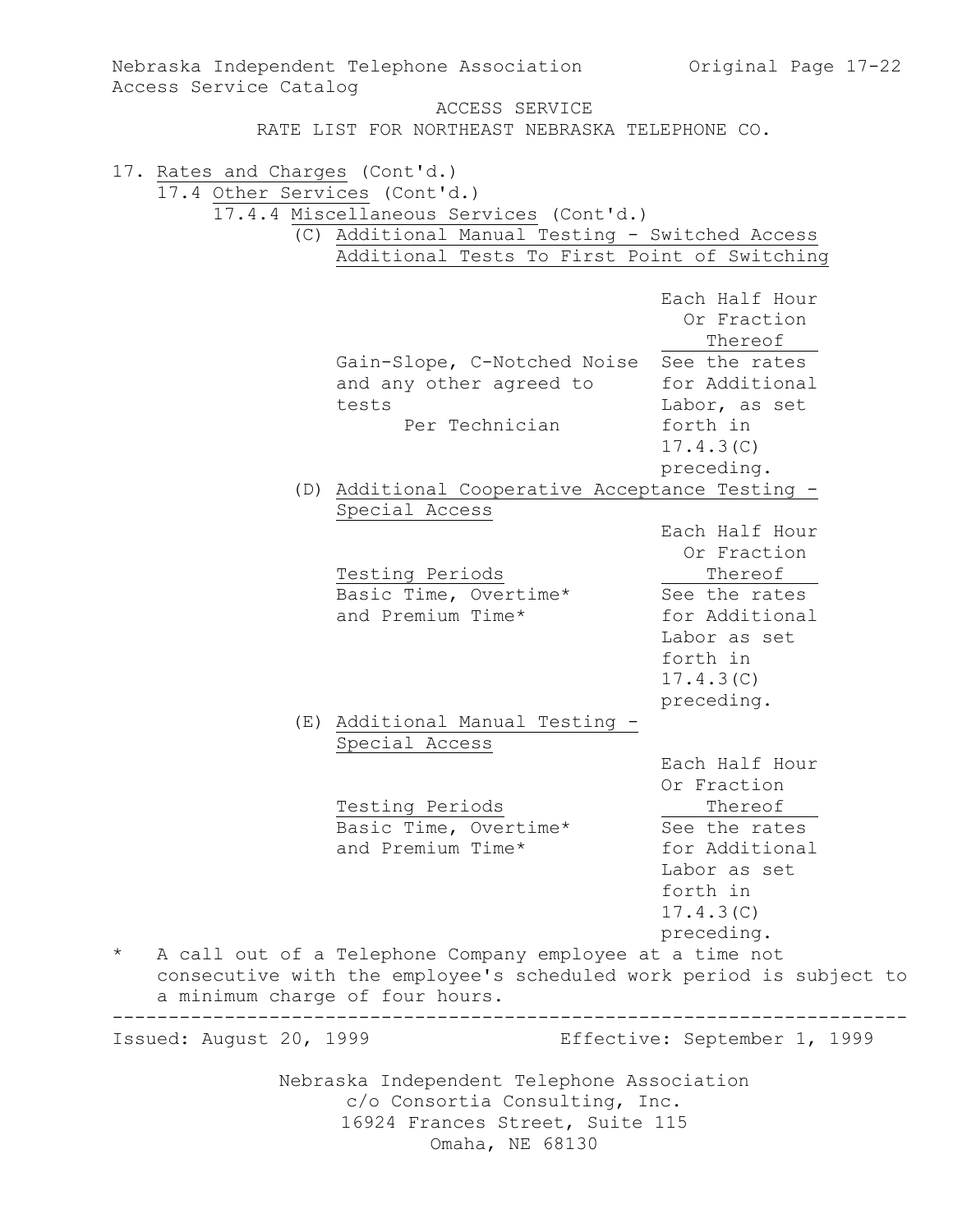ACCESS SERVICE

RATE LIST FOR NORTHEAST NEBRASKA TELEPHONE CO.

17. Rates and Charges (Cont'd.)

17.4 Other Services (Cont'd.)

17.4.4 Miscellaneous Services (Cont'd.)

(C) Additional Manual Testing - Switched Access Additional Tests To First Point of Switching

| | Each Half Hour Or Fraction Thereof |
|---|---|
| Gain-Slope, C-Notched Noise and any other agreed to tests Per Technician | See the rates for Additional Labor, as set forth in 17.4.3(C) preceding. |

(D) Additional Cooperative Acceptance Testing - Special Access

| Testing Periods | Each Half Hour Or Fraction Thereof |
|---|---|
| Basic Time, Overtime* and Premium Time* | See the rates for Additional Labor as set forth in 17.4.3(C) preceding. |

(E) Additional Manual Testing - Special Access

| Testing Periods | Each Half Hour Or Fraction Thereof |
|---|---|
| Basic Time, Overtime* and Premium Time* | See the rates for Additional Labor as set forth in 17.4.3(C) preceding. |

\* A call out of a Telephone Company employee at a time not consecutive with the employee's scheduled work period is subject to a minimum charge of four hours.

Issued: August 20, 1999 Effective: September 1, 1999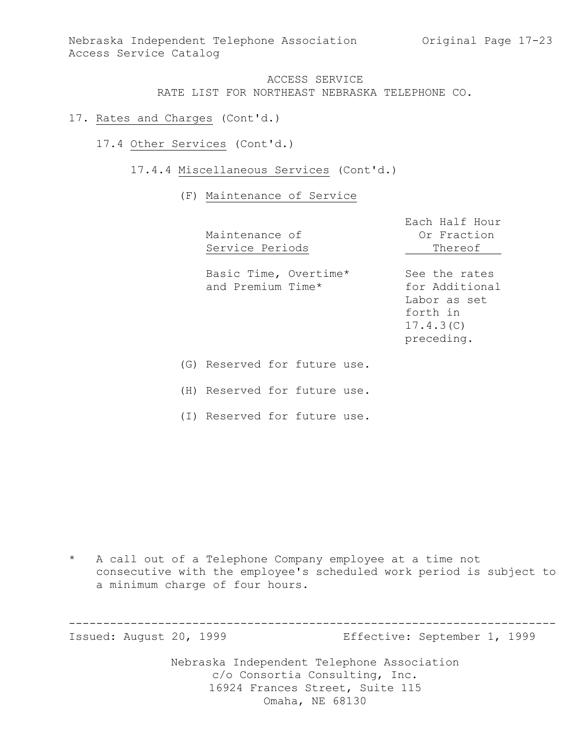ACCESS SERVICE
RATE LIST FOR NORTHEAST NEBRASKA TELEPHONE CO.

17. Rates and Charges (Cont'd.)

17.4 Other Services (Cont'd.)

17.4.4 Miscellaneous Services (Cont'd.)

(F) Maintenance of Service

| Maintenance of Service Periods | Each Half Hour Or Fraction Thereof |
|---|---|
| Basic Time, Overtime* and Premium Time* | See the rates for Additional Labor as set forth in 17.4.3(C) preceding. |

(G) Reserved for future use.

(H) Reserved for future use.

(I) Reserved for future use.

\* A call out of a Telephone Company employee at a time not consecutive with the employee's scheduled work period is subject to a minimum charge of four hours.

Issued: August 20, 1999 Effective: September 1, 1999

Nebraska Independent Telephone Association
c/o Consortia Consulting, Inc.
16924 Frances Street, Suite 115
Omaha, NE 68130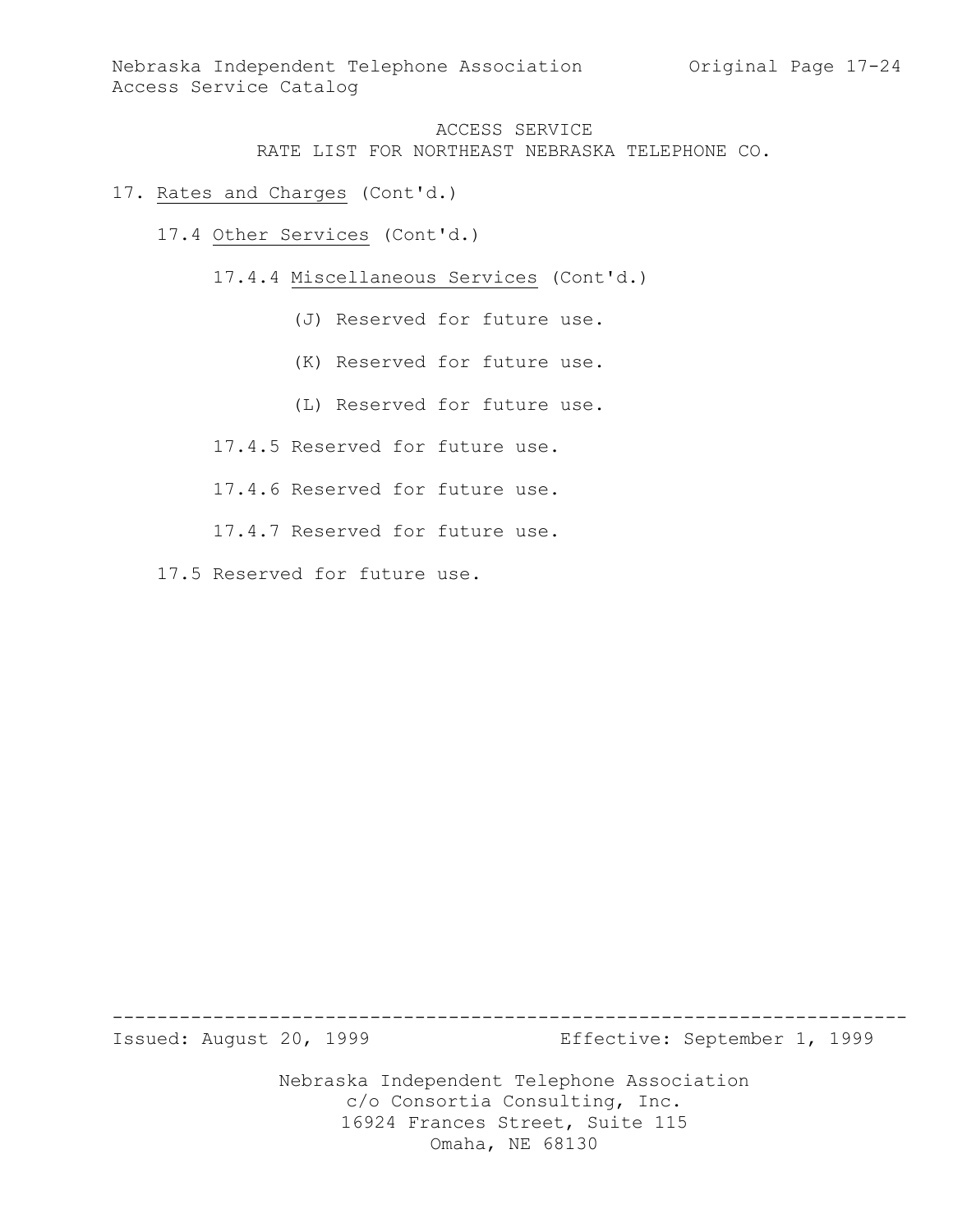ACCESS SERVICE
RATE LIST FOR NORTHEAST NEBRASKA TELEPHONE CO.

17. Rates and Charges (Cont'd.)

17.4 Other Services (Cont'd.)

17.4.4 Miscellaneous Services (Cont'd.)

(J) Reserved for future use.

(K) Reserved for future use.

(L) Reserved for future use.

17.4.5 Reserved for future use.

17.4.6 Reserved for future use.

17.4.7 Reserved for future use.

17.5 Reserved for future use.

---

Issued: August 20, 1999 Effective: September 1, 1999

Nebraska Independent Telephone Association
c/o Consortia Consulting, Inc.
16924 Frances Street, Suite 115
Omaha, NE 68130